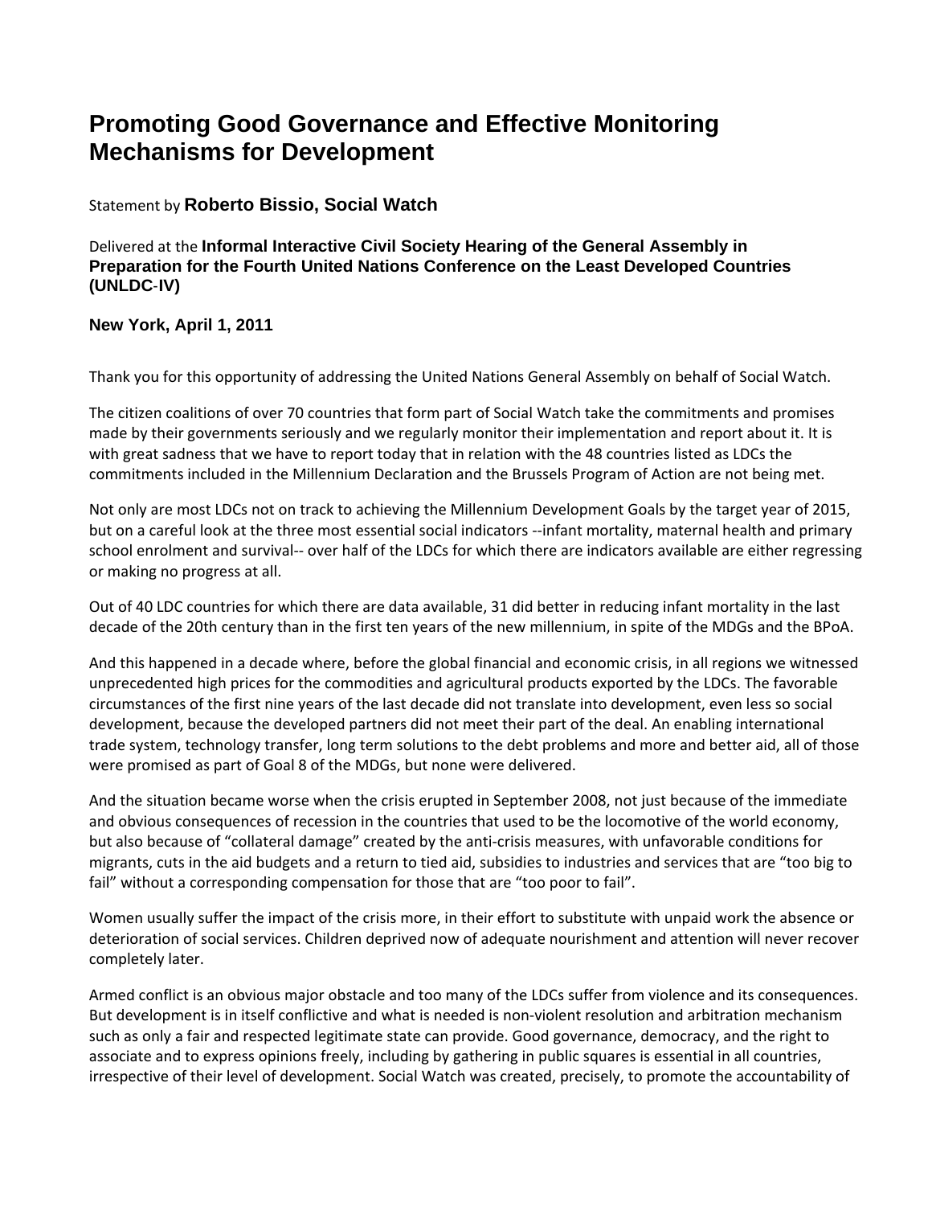# Promoting Good Governance and Effective Monitoring Mechanisms for Development

Statement by **Roberto Bissio, Social Watch**

Delivered at the **Informal Interactive Civil Society Hearing of the General Assembly in Preparation for the Fourth United Nations Conference on the Least Developed Countries (UNLDC-IV)**

**New York, April 1, 2011**

Thank you for this opportunity of addressing the United Nations General Assembly on behalf of Social Watch.

The citizen coalitions of over 70 countries that form part of Social Watch take the commitments and promises made by their governments seriously and we regularly monitor their implementation and report about it. It is with great sadness that we have to report today that in relation with the 48 countries listed as LDCs the commitments included in the Millennium Declaration and the Brussels Program of Action are not being met.

Not only are most LDCs not on track to achieving the Millennium Development Goals by the target year of 2015, but on a careful look at the three most essential social indicators --infant mortality, maternal health and primary school enrolment and survival-- over half of the LDCs for which there are indicators available are either regressing or making no progress at all.

Out of 40 LDC countries for which there are data available, 31 did better in reducing infant mortality in the last decade of the 20th century than in the first ten years of the new millennium, in spite of the MDGs and the BPoA.

And this happened in a decade where, before the global financial and economic crisis, in all regions we witnessed unprecedented high prices for the commodities and agricultural products exported by the LDCs. The favorable circumstances of the first nine years of the last decade did not translate into development, even less so social development, because the developed partners did not meet their part of the deal. An enabling international trade system, technology transfer, long term solutions to the debt problems and more and better aid, all of those were promised as part of Goal 8 of the MDGs, but none were delivered.

And the situation became worse when the crisis erupted in September 2008, not just because of the immediate and obvious consequences of recession in the countries that used to be the locomotive of the world economy, but also because of "collateral damage" created by the anti-crisis measures, with unfavorable conditions for migrants, cuts in the aid budgets and a return to tied aid, subsidies to industries and services that are "too big to fail" without a corresponding compensation for those that are "too poor to fail".

Women usually suffer the impact of the crisis more, in their effort to substitute with unpaid work the absence or deterioration of social services. Children deprived now of adequate nourishment and attention will never recover completely later.

Armed conflict is an obvious major obstacle and too many of the LDCs suffer from violence and its consequences. But development is in itself conflictive and what is needed is non-violent resolution and arbitration mechanism such as only a fair and respected legitimate state can provide. Good governance, democracy, and the right to associate and to express opinions freely, including by gathering in public squares is essential in all countries, irrespective of their level of development. Social Watch was created, precisely, to promote the accountability of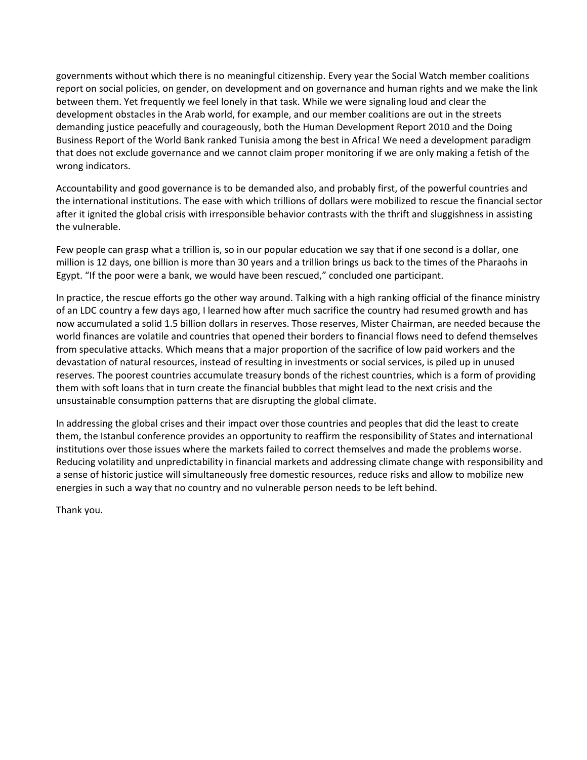governments without which there is no meaningful citizenship. Every year the Social Watch member coalitions report on social policies, on gender, on development and on governance and human rights and we make the link between them. Yet frequently we feel lonely in that task. While we were signaling loud and clear the development obstacles in the Arab world, for example, and our member coalitions are out in the streets demanding justice peacefully and courageously, both the Human Development Report 2010 and the Doing Business Report of the World Bank ranked Tunisia among the best in Africa! We need a development paradigm that does not exclude governance and we cannot claim proper monitoring if we are only making a fetish of the wrong indicators.

Accountability and good governance is to be demanded also, and probably first, of the powerful countries and the international institutions. The ease with which trillions of dollars were mobilized to rescue the financial sector after it ignited the global crisis with irresponsible behavior contrasts with the thrift and sluggishness in assisting the vulnerable.

Few people can grasp what a trillion is, so in our popular education we say that if one second is a dollar, one million is 12 days, one billion is more than 30 years and a trillion brings us back to the times of the Pharaohs in Egypt. "If the poor were a bank, we would have been rescued," concluded one participant.

In practice, the rescue efforts go the other way around. Talking with a high ranking official of the finance ministry of an LDC country a few days ago, I learned how after much sacrifice the country had resumed growth and has now accumulated a solid 1.5 billion dollars in reserves. Those reserves, Mister Chairman, are needed because the world finances are volatile and countries that opened their borders to financial flows need to defend themselves from speculative attacks. Which means that a major proportion of the sacrifice of low paid workers and the devastation of natural resources, instead of resulting in investments or social services, is piled up in unused reserves. The poorest countries accumulate treasury bonds of the richest countries, which is a form of providing them with soft loans that in turn create the financial bubbles that might lead to the next crisis and the unsustainable consumption patterns that are disrupting the global climate.

In addressing the global crises and their impact over those countries and peoples that did the least to create them, the Istanbul conference provides an opportunity to reaffirm the responsibility of States and international institutions over those issues where the markets failed to correct themselves and made the problems worse. Reducing volatility and unpredictability in financial markets and addressing climate change with responsibility and a sense of historic justice will simultaneously free domestic resources, reduce risks and allow to mobilize new energies in such a way that no country and no vulnerable person needs to be left behind.

Thank you.